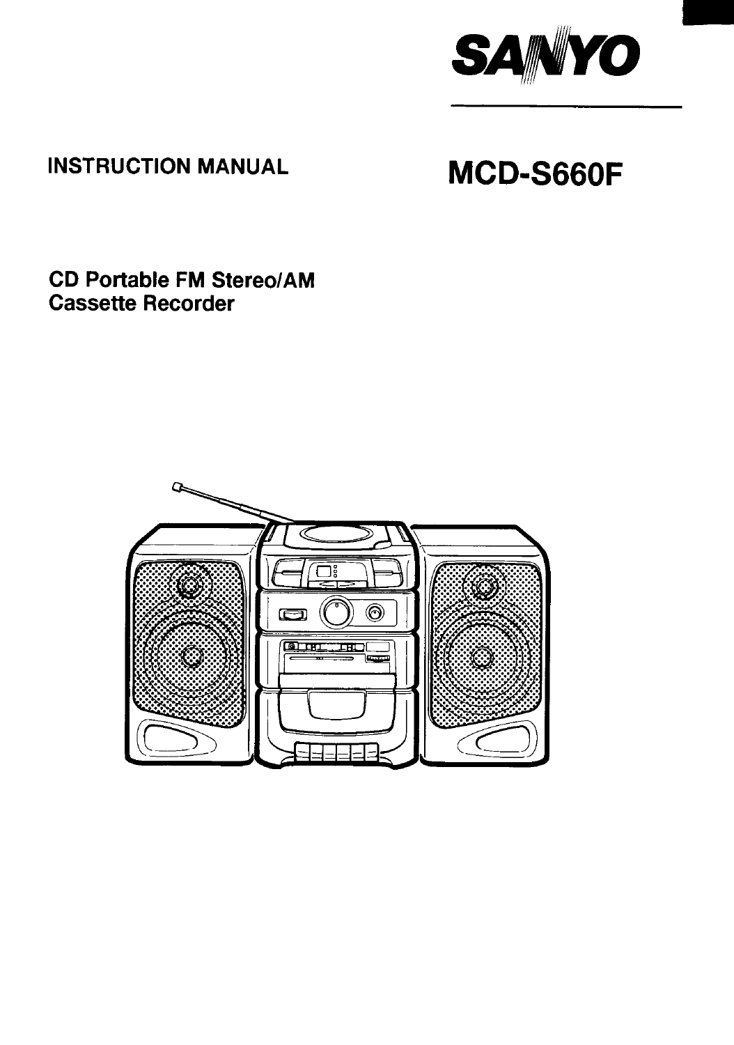# SANYO

INSTRUCTION MANUAL

# MCD-S660F

## CD Portable FM Stereo/AM Cassette Recorder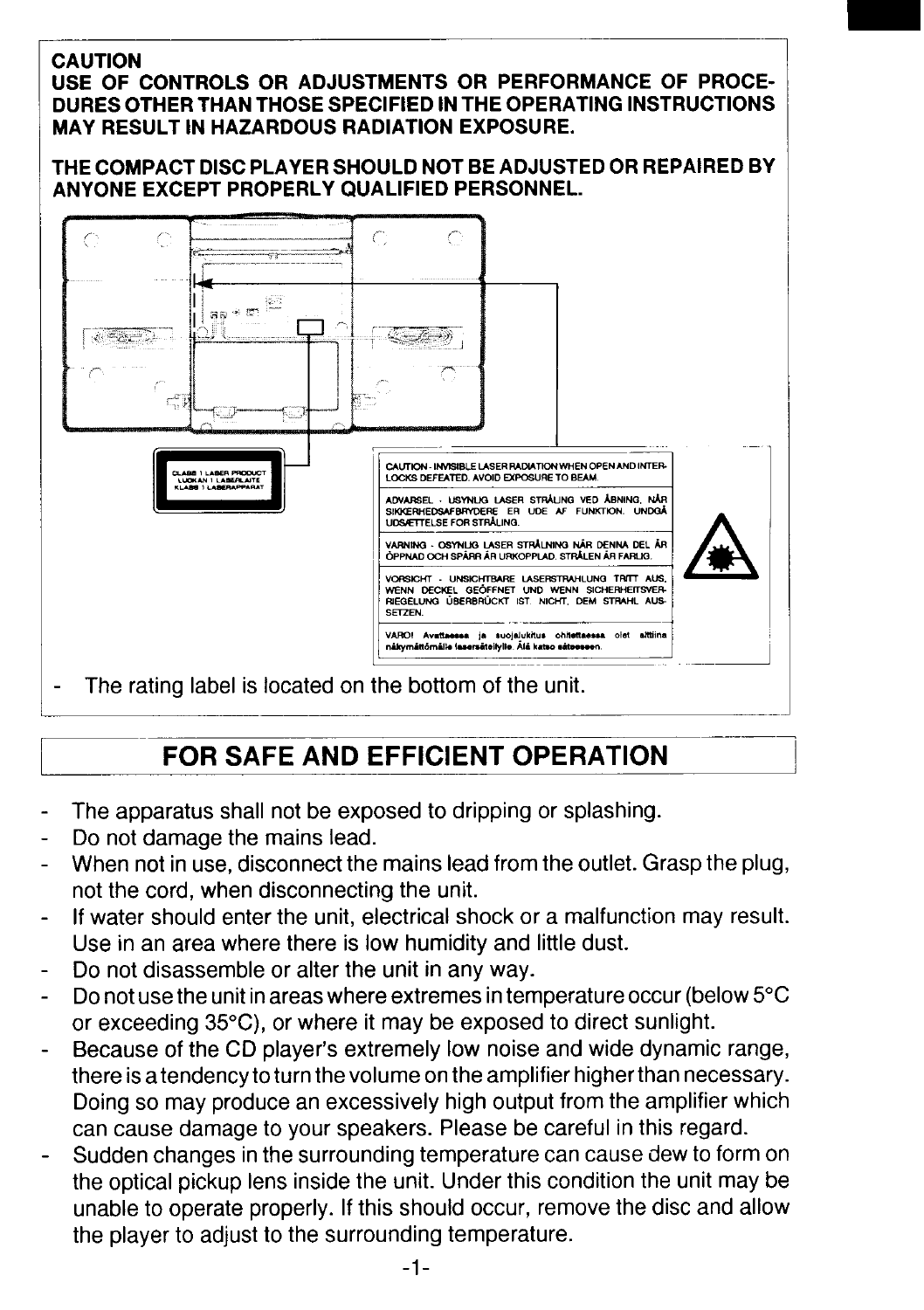**CAUTION**
**USE OF CONTROLS OR ADJUSTMENTS OR PERFORMANCE OF PROCEDURES OTHER THAN THOSE SPECIFIED IN THE OPERATING INSTRUCTIONS MAY RESULT IN HAZARDOUS RADIATION EXPOSURE.**

**THE COMPACT DISC PLAYER SHOULD NOT BE ADJUSTED OR REPAIRED BY ANYONE EXCEPT PROPERLY QUALIFIED PERSONNEL.**

CLASS 1 LASER PRODUCT
LUOKAN 1 LASERLAITE
KLASS 1 LASERAPPARAT

CAUTION - INVISIBLE LASER RADIATION WHEN OPEN AND INTERLOCKS DEFEATED. AVOID EXPOSURE TO BEAM.

ADVARSEL - USYNLIG LASER STRÅLING VED ÅBNING, NÅR SIKKERHEDSAFBRYDERE ER UDE AF FUNKTION. UNDGÅ UDSÆTTELSE FOR STRÅLING.

VARNING - OSYNLIG LASER STRÅLNING NÄR DENNA DEL ÄR ÖPPNAD OCH SPÄRR ÄR URKOPPLAD. STRÅLEN ÄR FARLIG.

VORSICHT - UNSICHTBARE LASERSTRAHLUNG TRITT AUS, WENN DECKEL GEÖFFNET UND WENN SICHERHEITSVERRIEGELUNG ÜBERBRÜCKT IST. NICHT DEM STRAHL AUSSETZEN.

VARO! Avattaessa ja suojalukitus ohitettaessa olet alttiina näkymättömälle lasersäteilylle. Älä katso säteeseen.

- The rating label is located on the bottom of the unit.

## FOR SAFE AND EFFICIENT OPERATION

- The apparatus shall not be exposed to dripping or splashing.
- Do not damage the mains lead.
- When not in use, disconnect the mains lead from the outlet. Grasp the plug, not the cord, when disconnecting the unit.
- If water should enter the unit, electrical shock or a malfunction may result. Use in an area where there is low humidity and little dust.
- Do not disassemble or alter the unit in any way.
- Do not use the unit in areas where extremes in temperature occur (below 5°C or exceeding 35°C), or where it may be exposed to direct sunlight.
- Because of the CD player's extremely low noise and wide dynamic range, there is a tendency to turn the volume on the amplifier higher than necessary. Doing so may produce an excessively high output from the amplifier which can cause damage to your speakers. Please be careful in this regard.
- Sudden changes in the surrounding temperature can cause dew to form on the optical pickup lens inside the unit. Under this condition the unit may be unable to operate properly. If this should occur, remove the disc and allow the player to adjust to the surrounding temperature.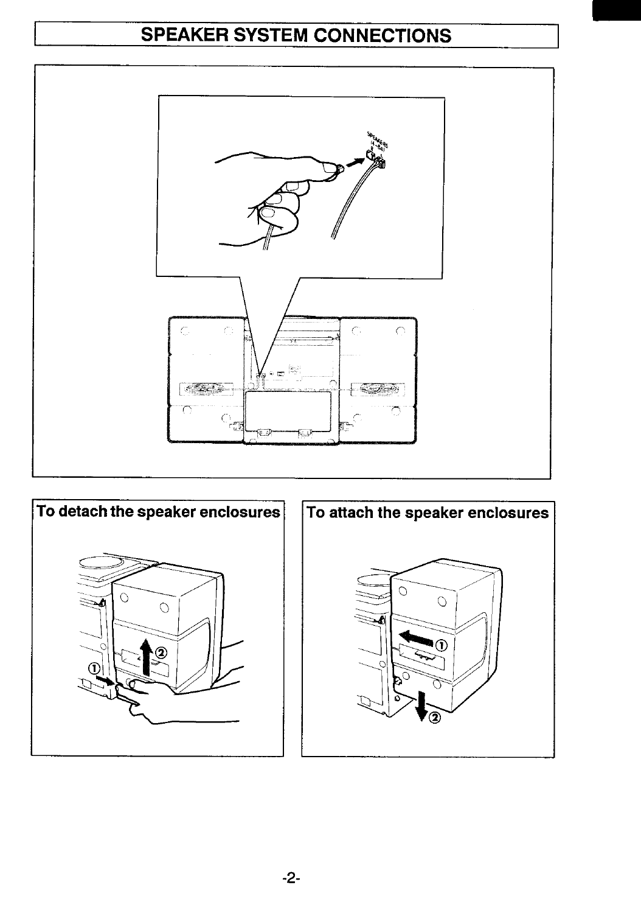# SPEAKER SYSTEM CONNECTIONS

## To detach the speaker enclosures

## To attach the speaker enclosures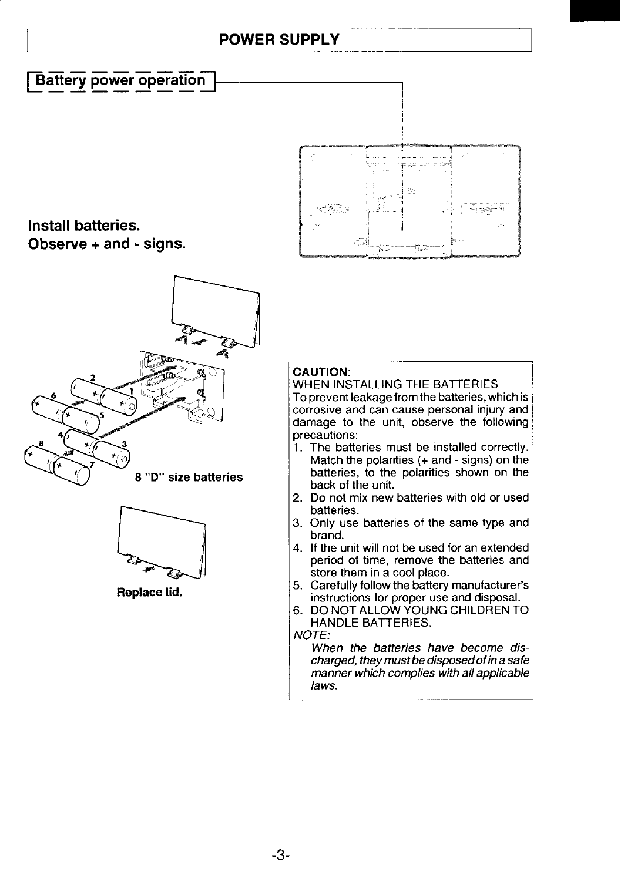# POWER SUPPLY

## Battery power operation

**Install batteries.**
**Observe + and - signs.**

**8 "D" size batteries**

**Replace lid.**

**CAUTION:**
WHEN INSTALLING THE BATTERIES
To prevent leakage from the batteries, which is corrosive and can cause personal injury and damage to the unit, observe the following precautions:

1. The batteries must be installed correctly. Match the polarities (+ and - signs) on the batteries, to the polarities shown on the back of the unit.
2. Do not mix new batteries with old or used batteries.
3. Only use batteries of the same type and brand.
4. If the unit will not be used for an extended period of time, remove the batteries and store them in a cool place.
5. Carefully follow the battery manufacturer's instructions for proper use and disposal.
6. DO NOT ALLOW YOUNG CHILDREN TO HANDLE BATTERIES.

*NOTE:*
*When the batteries have become discharged, they must be disposed of in a safe manner which complies with all applicable laws.*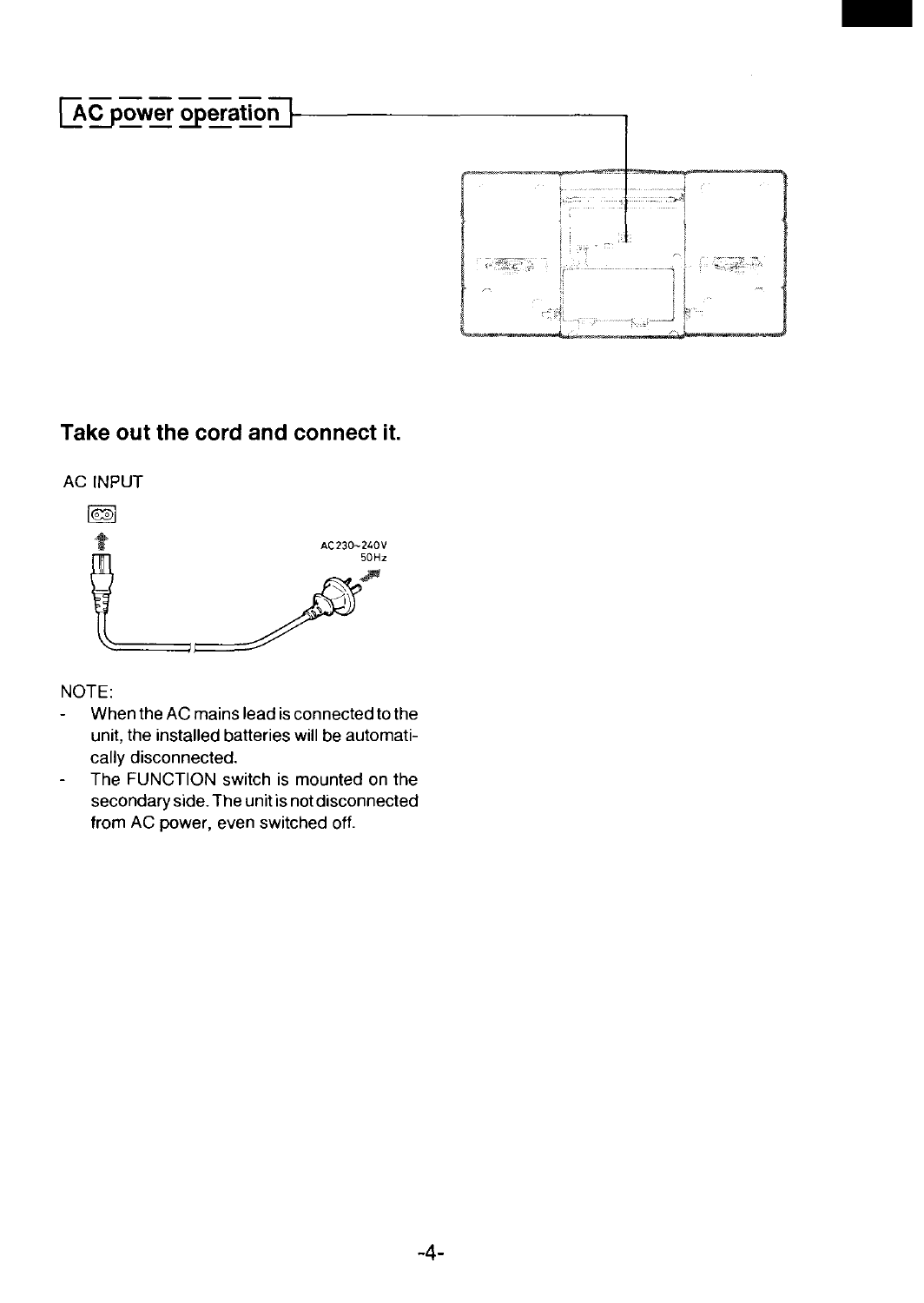## AC power operation

### Take out the cord and connect it.

AC INPUT

AC 230~240V
50Hz

NOTE:

- When the AC mains lead is connected to the unit, the installed batteries will be automatically disconnected.
- The FUNCTION switch is mounted on the secondary side. The unit is not disconnected from AC power, even switched off.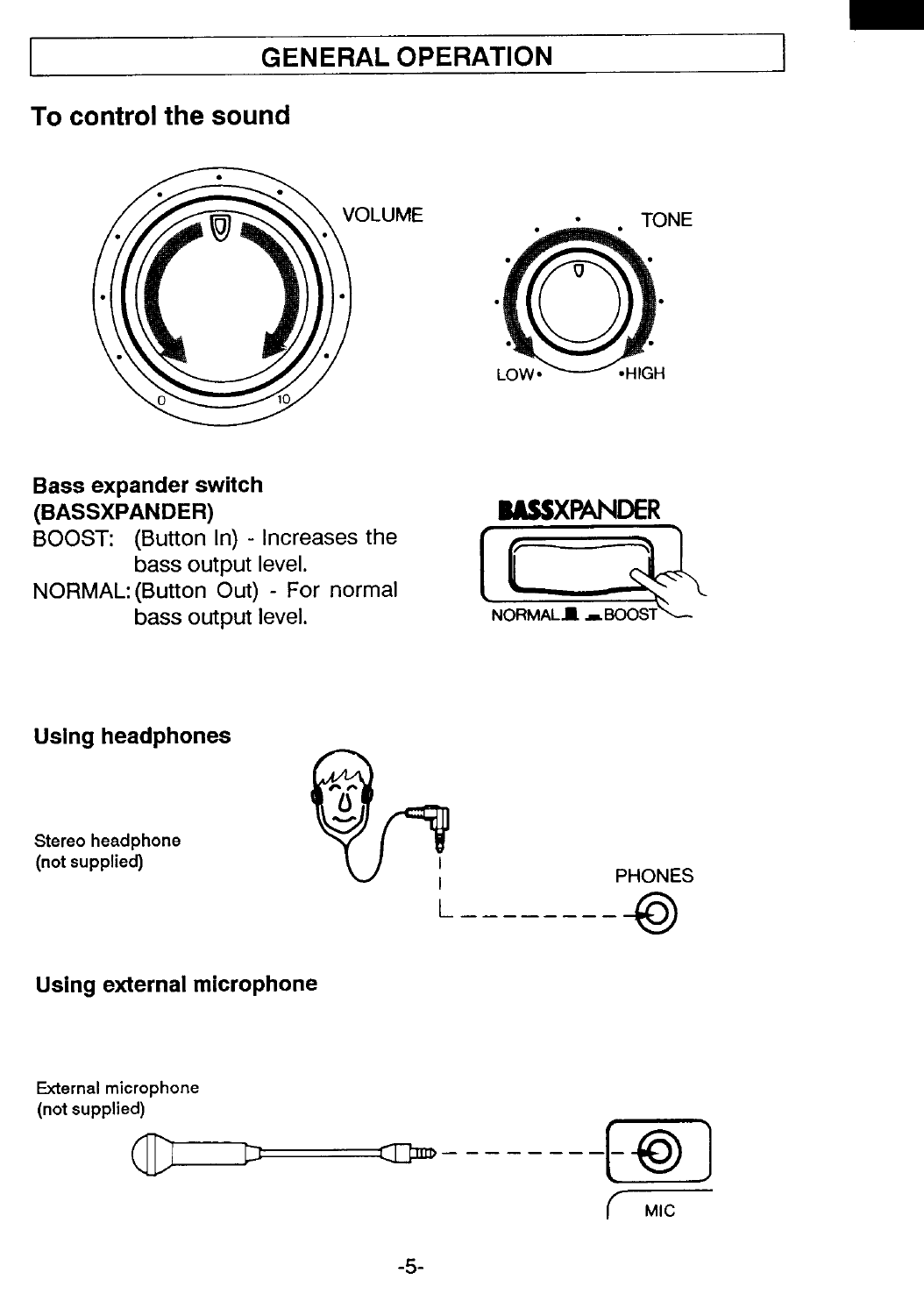# GENERAL OPERATION

## To control the sound

VOLUME

TONE

LOW • •HIGH

### Bass expander switch (BASSXPANDER)

BOOST: (Button In) - Increases the bass output level.
NORMAL: (Button Out) - For normal bass output level.

BASSXPANDER

NORMAL BOOST

### Using headphones

Stereo headphone
(not supplied)

PHONES

### Using external microphone

External microphone
(not supplied)

MIC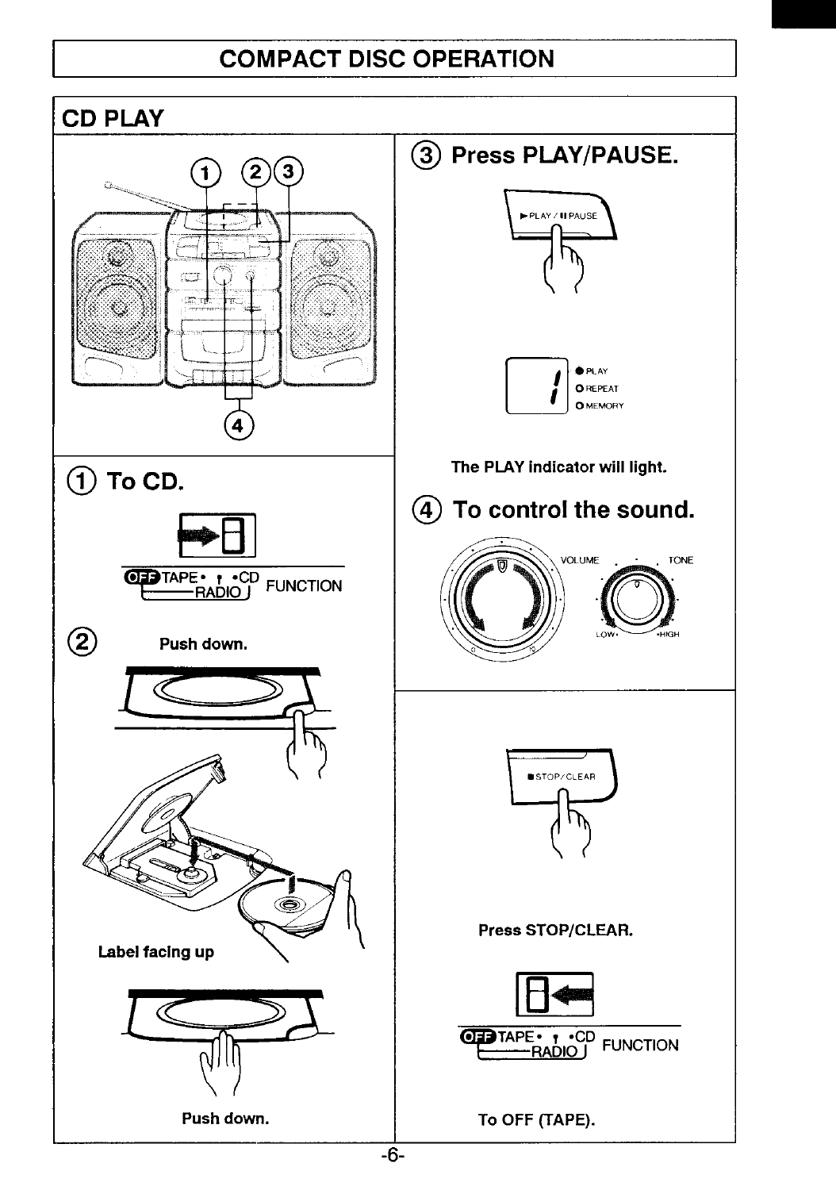# COMPACT DISC OPERATION

## CD PLAY

### ① To CD.

OFF TAPE • • CD FUNCTION
RADIO

### ②

Push down.

Label facing up

Push down.

### ③ Press PLAY/PAUSE.

► PLAY / II PAUSE

● PLAY
○ REPEAT
○ MEMORY

The PLAY indicator will light.

### ④ To control the sound.

VOLUME

TONE

LOW • • HIGH

■ STOP/CLEAR

Press STOP/CLEAR.

OFF TAPE • • CD FUNCTION
RADIO

To OFF (TAPE).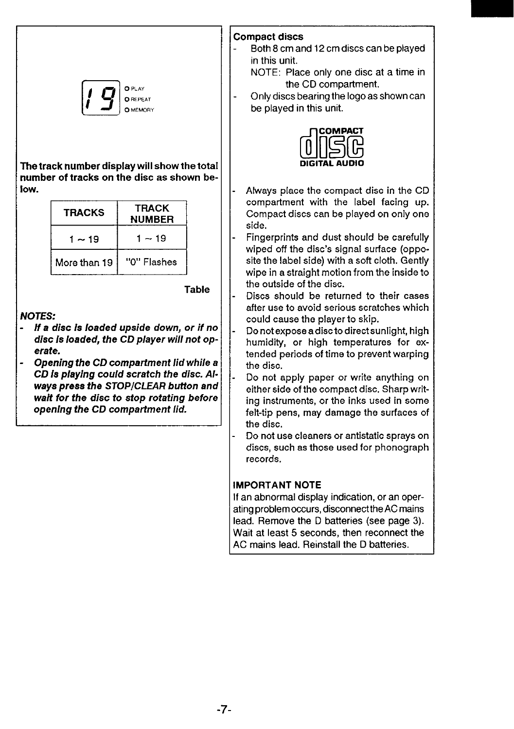19

PLAY
REPEAT
MEMORY

**The track number display will show the total number of tracks on the disc as shown below.**

| TRACKS | TRACK NUMBER |
|---|---|
| 1 ~ 19 | 1 ~ 19 |
| More than 19 | "0" Flashes |

**Table**

***NOTES:***

- ***If a disc is loaded upside down, or if no disc is loaded, the CD player will not operate.***
- ***Opening the CD compartment lid while a CD is playing could scratch the disc. Always press the STOP/CLEAR button and wait for the disc to stop rotating before opening the CD compartment lid.***

**Compact discs**

- Both 8 cm and 12 cm discs can be played in this unit.
  NOTE: Place only one disc at a time in the CD compartment.
- Only discs bearing the logo as shown can be played in this unit.

COMPACT disc DIGITAL AUDIO

- Always place the compact disc in the CD compartment with the label facing up. Compact discs can be played on only one side.
- Fingerprints and dust should be carefully wiped off the disc's signal surface (opposite the label side) with a soft cloth. Gently wipe in a straight motion from the inside to the outside of the disc.
- Discs should be returned to their cases after use to avoid serious scratches which could cause the player to skip.
- Do not expose a disc to direct sunlight, high humidity, or high temperatures for extended periods of time to prevent warping the disc.
- Do not apply paper or write anything on either side of the compact disc. Sharp writing instruments, or the inks used in some felt-tip pens, may damage the surfaces of the disc.
- Do not use cleaners or antistatic sprays on discs, such as those used for phonograph records.

**IMPORTANT NOTE**

If an abnormal display indication, or an operating problem occurs, disconnect the AC mains lead. Remove the D batteries (see page 3). Wait at least 5 seconds, then reconnect the AC mains lead. Reinstall the D batteries.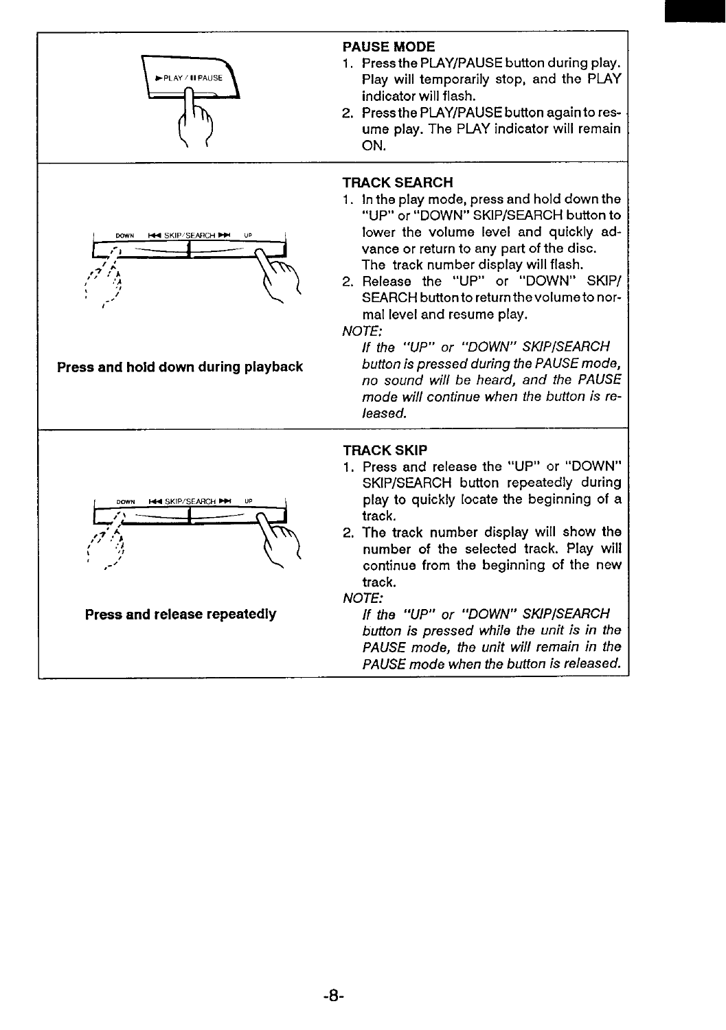### PAUSE MODE

1. Press the PLAY/PAUSE button during play. Play will temporarily stop, and the PLAY indicator will flash.
2. Press the PLAY/PAUSE button again to resume play. The PLAY indicator will remain ON.

### TRACK SEARCH

**Press and hold down during playback**

1. In the play mode, press and hold down the "UP" or "DOWN" SKIP/SEARCH button to lower the volume level and quickly advance or return to any part of the disc. The track number display will flash.
2. Release the "UP" or "DOWN" SKIP/SEARCH button to return the volume to normal level and resume play.

*NOTE:*
*If the "UP" or "DOWN" SKIP/SEARCH button is pressed during the PAUSE mode, no sound will be heard, and the PAUSE mode will continue when the button is released.*

### TRACK SKIP

**Press and release repeatedly**

1. Press and release the "UP" or "DOWN" SKIP/SEARCH button repeatedly during play to quickly locate the beginning of a track.
2. The track number display will show the number of the selected track. Play will continue from the beginning of the new track.

*NOTE:*
*If the "UP" or "DOWN" SKIP/SEARCH button is pressed while the unit is in the PAUSE mode, the unit will remain in the PAUSE mode when the button is released.*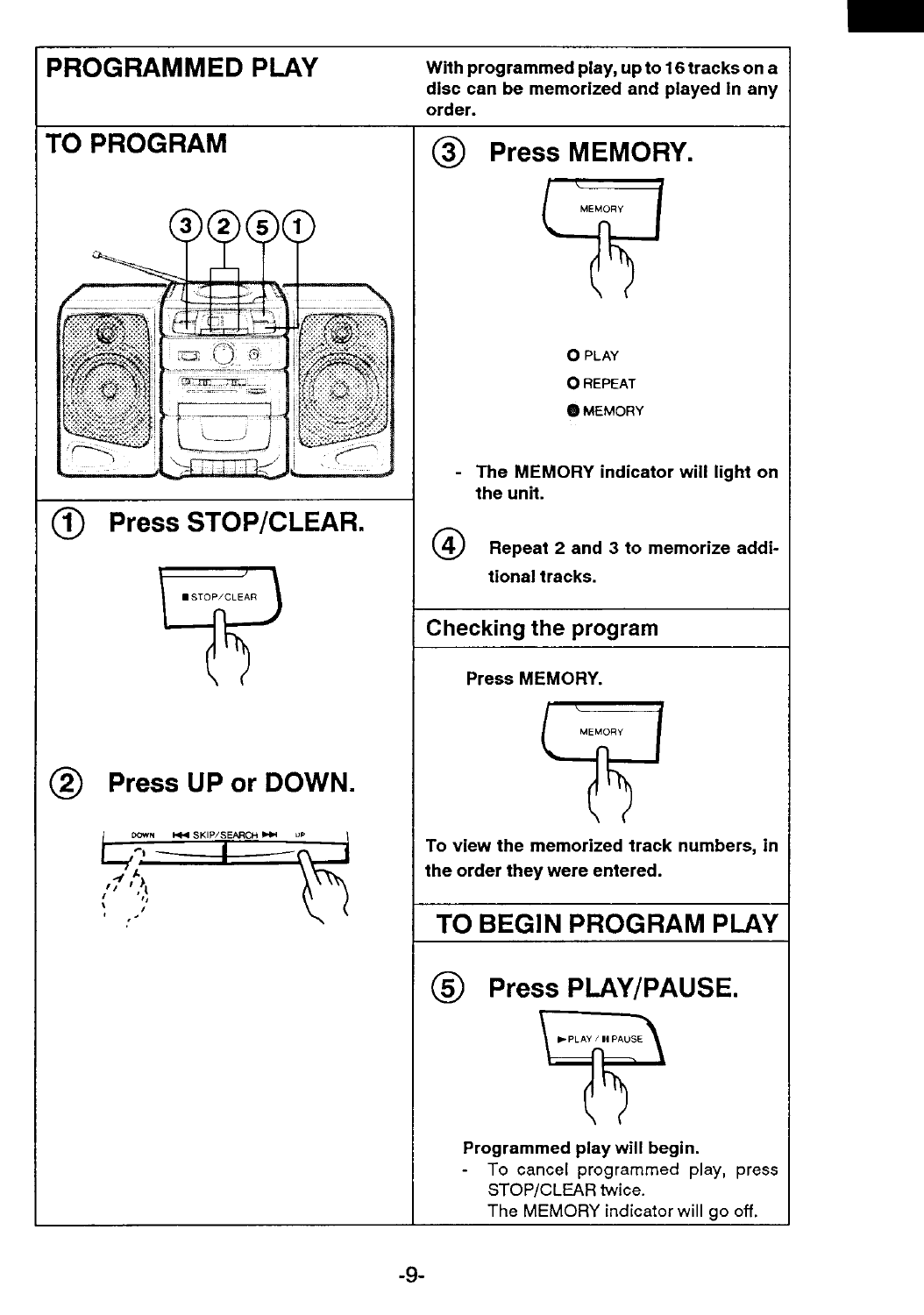# PROGRAMMED PLAY

**With programmed play, up to 16 tracks on a disc can be memorized and played in any order.**

## TO PROGRAM

### ① Press STOP/CLEAR.

### ② Press UP or DOWN.

### ③ Press MEMORY.

O PLAY
O REPEAT
● MEMORY

- **The MEMORY indicator will light on the unit.**

④ **Repeat 2 and 3 to memorize additional tracks.**

### Checking the program

**Press MEMORY.**

**To view the memorized track numbers, in the order they were entered.**

## TO BEGIN PROGRAM PLAY

### ⑤ Press PLAY/PAUSE.

**Programmed play will begin.**

- To cancel programmed play, press STOP/CLEAR twice.
  The MEMORY indicator will go off.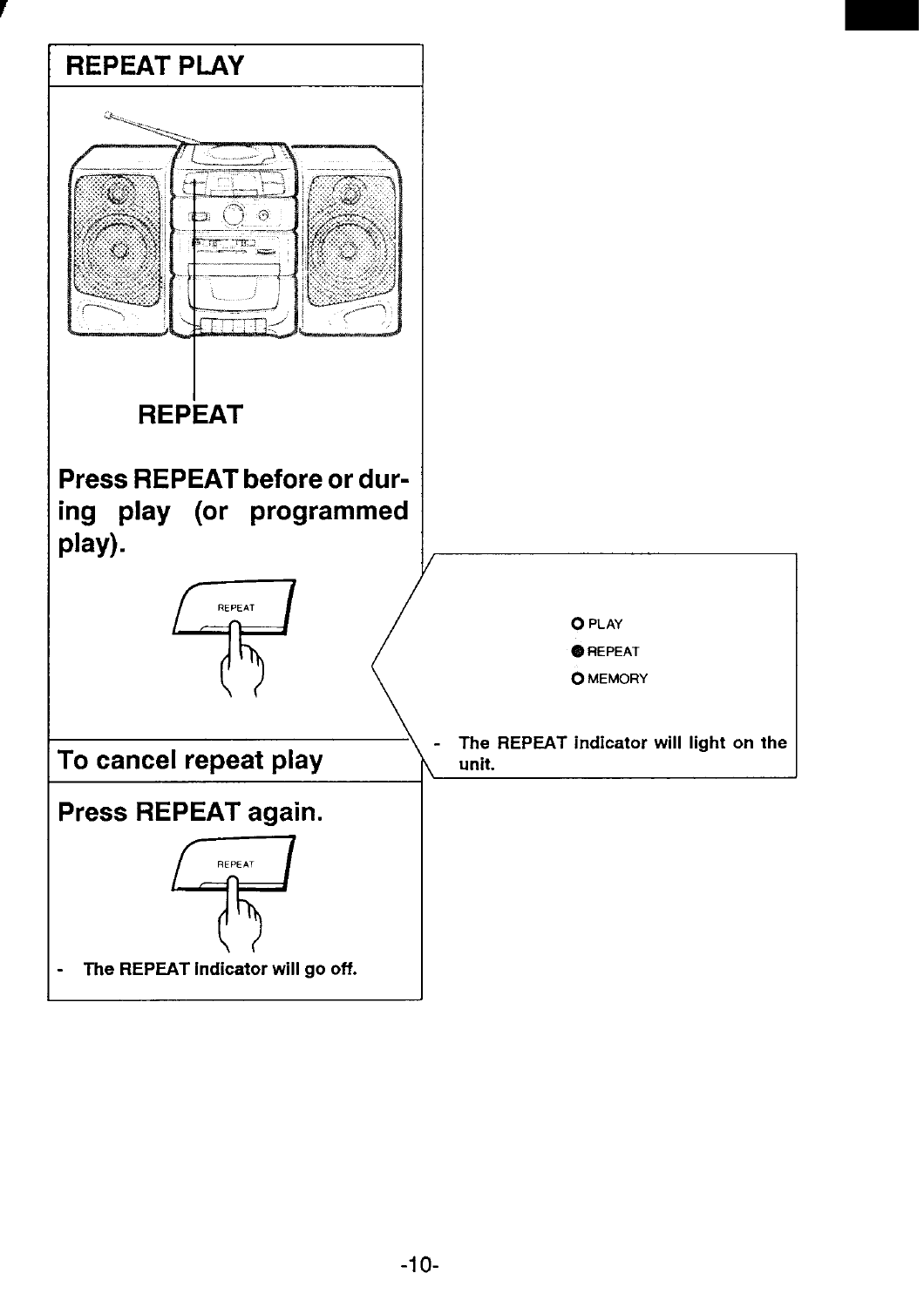## REPEAT PLAY

REPEAT

**Press REPEAT before or during play (or programmed play).**

REPEAT

O PLAY
● REPEAT
O MEMORY

- The REPEAT indicator will light on the unit.

## To cancel repeat play

**Press REPEAT again.**

REPEAT

- The REPEAT indicator will go off.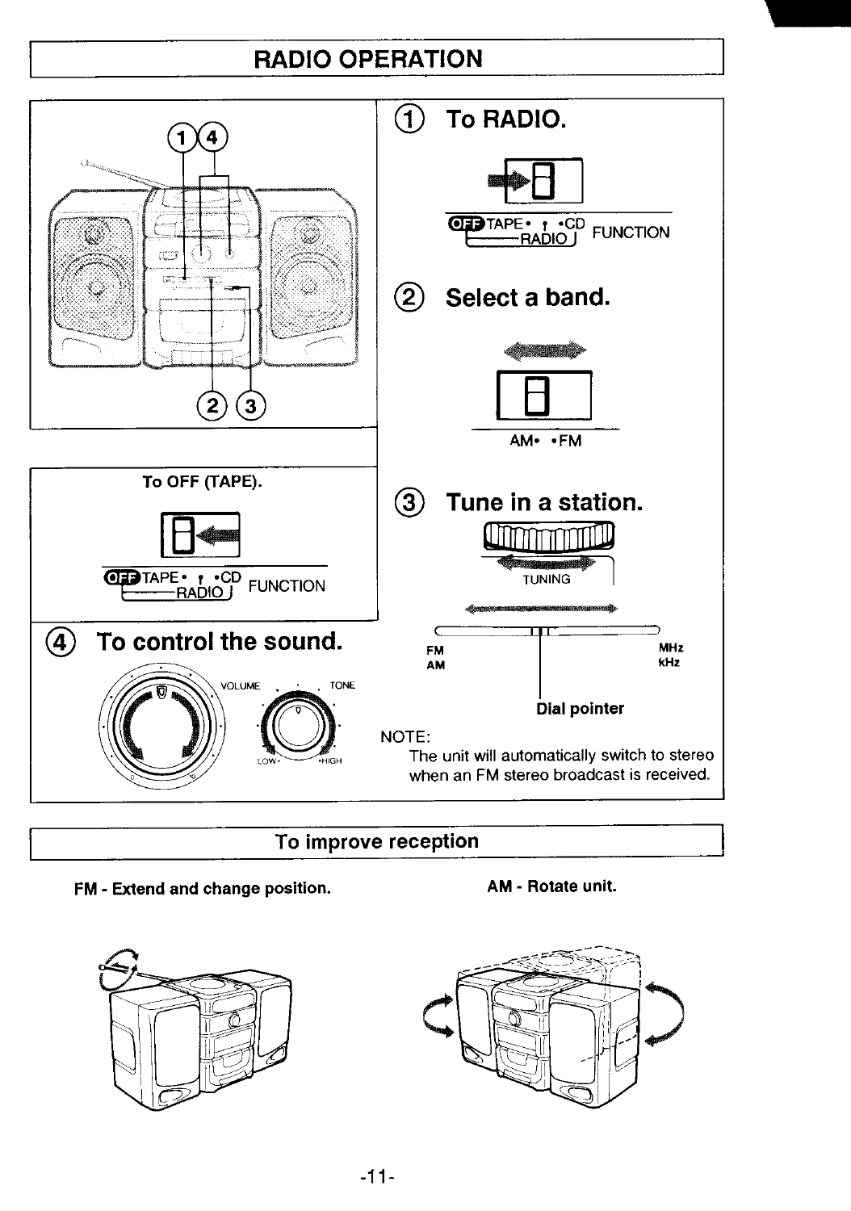# RADIO OPERATION

## ① To RADIO.

OFF TAPE • • CD
RADIO FUNCTION

## ② Select a band.

AM• •FM

## ③ Tune in a station.

TUNING

FM MHz
AM kHz

Dial pointer

NOTE:
The unit will automatically switch to stereo when an FM stereo broadcast is received.

To OFF (TAPE).

OFF TAPE • • CD
RADIO FUNCTION

## ④ To control the sound.

VOLUME

TONE

LOW• •HIGH

## To improve reception

**FM - Extend and change position.**

**AM - Rotate unit.**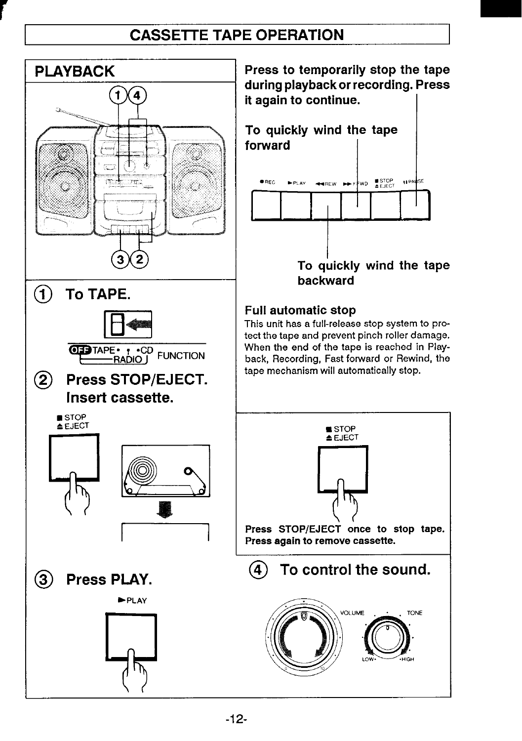# CASSETTE TAPE OPERATION

## PLAYBACK

① To TAPE.

OFF TAPE• • •CD RADIO FUNCTION

② Press STOP/EJECT. Insert cassette.

■ STOP
≜ EJECT

③ Press PLAY.

►PLAY

Press to temporarily stop the tape during playback or recording. Press it again to continue.

To quickly wind the tape forward

●REC ►PLAY ◄◄REW ►►FFWD ■STOP ≜EJECT ❚❚PAUSE

To quickly wind the tape backward

**Full automatic stop**

This unit has a full-release stop system to protect the tape and prevent pinch roller damage. When the end of the tape is reached in Playback, Recording, Fast forward or Rewind, the tape mechanism will automatically stop.

■ STOP
≜ EJECT

**Press STOP/EJECT once to stop tape. Press again to remove cassette.**

④ To control the sound.

VOLUME TONE

LOW• •HIGH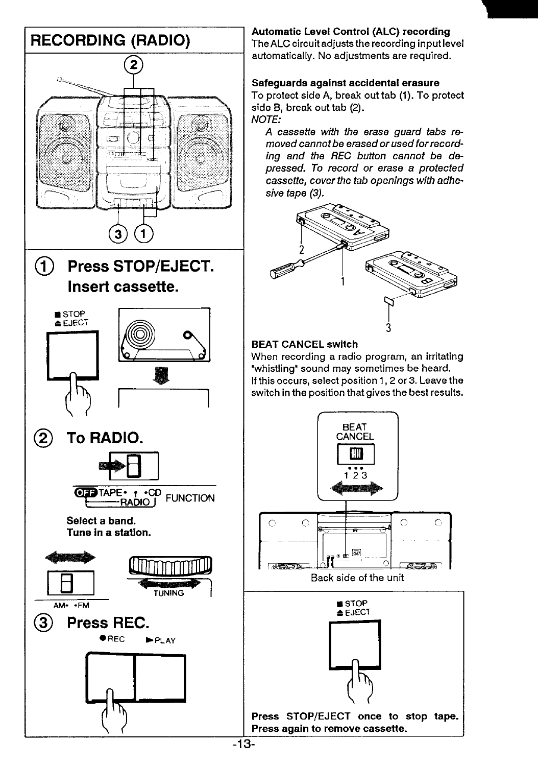# RECORDING (RADIO)

## ① Press STOP/EJECT. Insert cassette.

■ STOP
≜ EJECT

## ② To RADIO.

OFF TAPE• • CD RADIO FUNCTION

**Select a band.**
**Tune in a station.**

AM• •FM

TUNING

## ③ Press REC.

● REC ▶ PLAY

**Automatic Level Control (ALC) recording**
The ALC circuit adjusts the recording input level automatically. No adjustments are required.

**Safeguards against accidental erasure**
To protect side A, break out tab (1). To protect side B, break out tab (2).
*NOTE:*

*A cassette with the erase guard tabs removed cannot be erased or used for recording and the REC button cannot be depressed. To record or erase a protected cassette, cover the tab openings with adhesive tape (3).*

**BEAT CANCEL switch**
When recording a radio program, an irritating "whistling" sound may sometimes be heard.
If this occurs, select position 1, 2 or 3. Leave the switch in the position that gives the best results.

BEAT CANCEL
1 2 3

Back side of the unit

■ STOP
≜ EJECT

**Press STOP/EJECT once to stop tape. Press again to remove cassette.**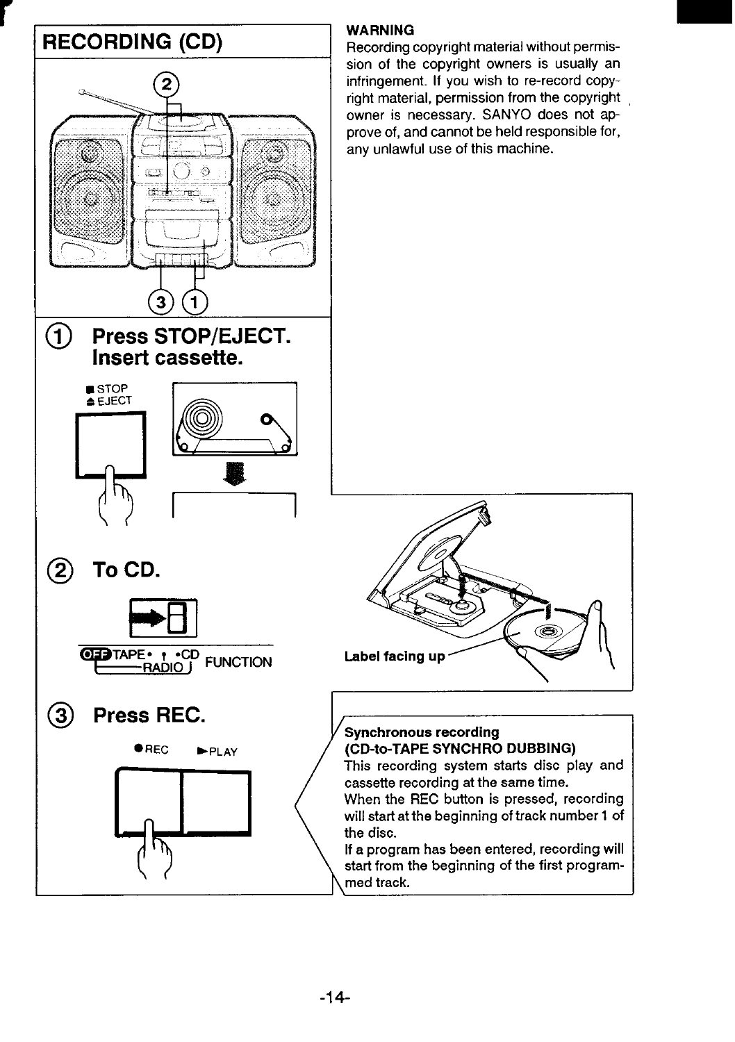# RECORDING (CD)

① **Press STOP/EJECT. Insert cassette.**

■ STOP
⏏ EJECT

② **To CD.**

OFF TAPE • • CD
RADIO FUNCTION

③ **Press REC.**

● REC ►PLAY

**WARNING**

Recording copyright material without permission of the copyright owners is usually an infringement. If you wish to re-record copyright material, permission from the copyright owner is necessary. SANYO does not approve of, and cannot be held responsible for, any unlawful use of this machine.

Label facing up

**Synchronous recording (CD-to-TAPE SYNCHRO DUBBING)**

This recording system starts disc play and cassette recording at the same time.

When the REC button is pressed, recording will start at the beginning of track number 1 of the disc.

If a program has been entered, recording will start from the beginning of the first programmed track.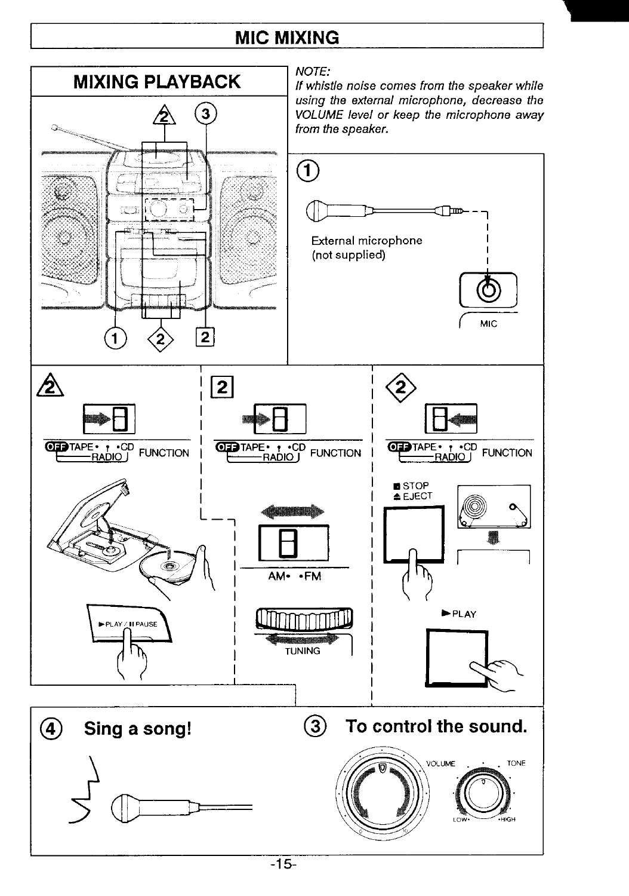# MIC MIXING

## MIXING PLAYBACK

*NOTE:*
*If whistle noise comes from the speaker while using the external microphone, decrease the VOLUME level or keep the microphone away from the speaker.*

①

External microphone (not supplied)

MIC

2 (CD)

OFF TAPE • • CD RADIO FUNCTION

►PLAY/II PAUSE

[2]

OFF TAPE • • CD RADIO FUNCTION

AM• •FM

TUNING

<2>

OFF TAPE • • CD RADIO FUNCTION

■ STOP
≜ EJECT

►PLAY

## ④ Sing a song!

## ③ To control the sound.

VOLUME

TONE

LOW• •HIGH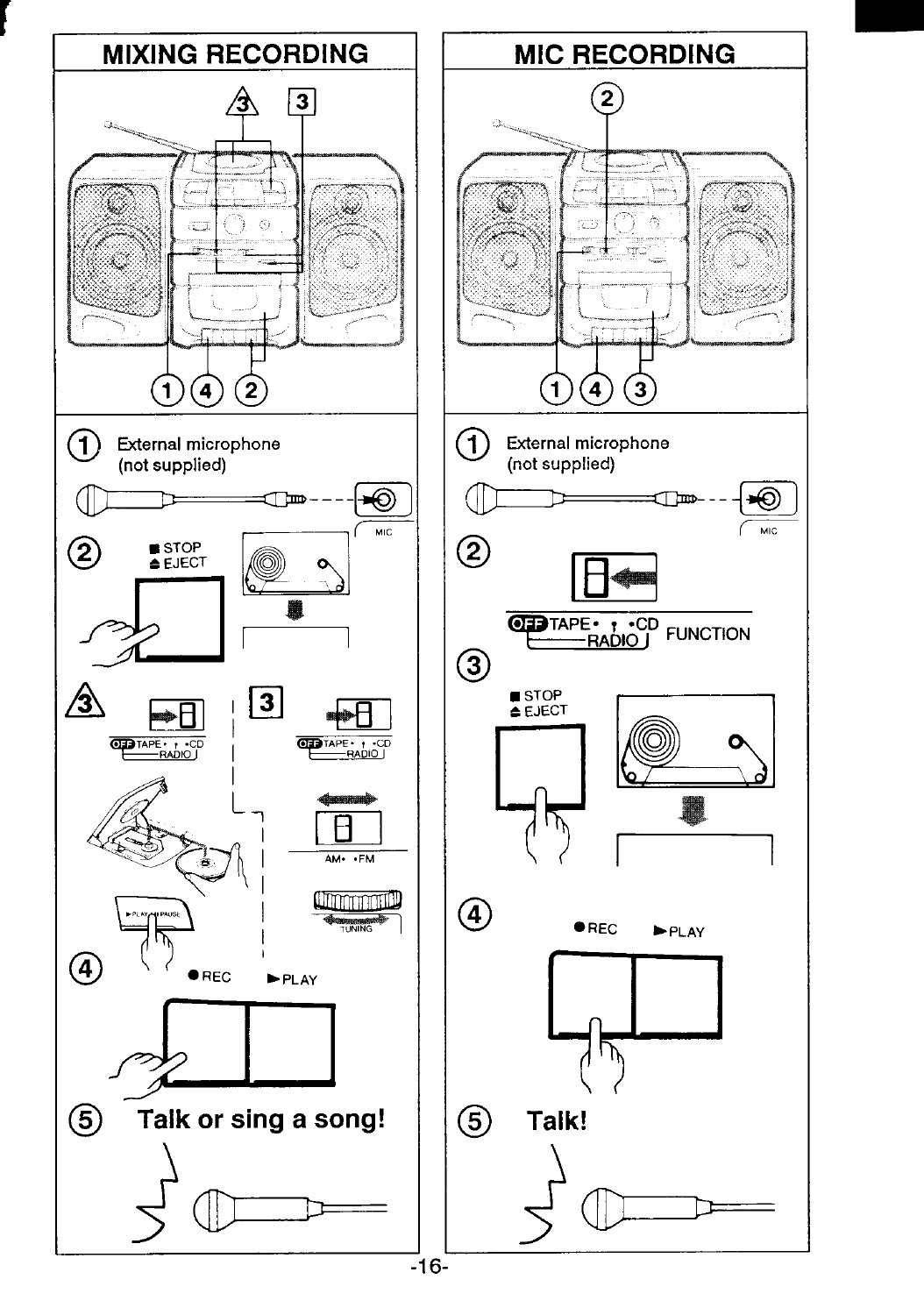## MIXING RECORDING

① External microphone (not supplied)

MIC

② ■ STOP ≜ EJECT

③ OFF TAPE • • CD RADIO

[3] OFF TAPE • • CD RADIO

AM• •FM

TUNING

▶PLAY/II PAUSE

④ ● REC ▶PLAY

⑤ **Talk or sing a song!**

## MIC RECORDING

① External microphone (not supplied)

MIC

② OFF TAPE • • CD RADIO FUNCTION

③ ■ STOP ≜ EJECT

④ ● REC ▶PLAY

⑤ **Talk!**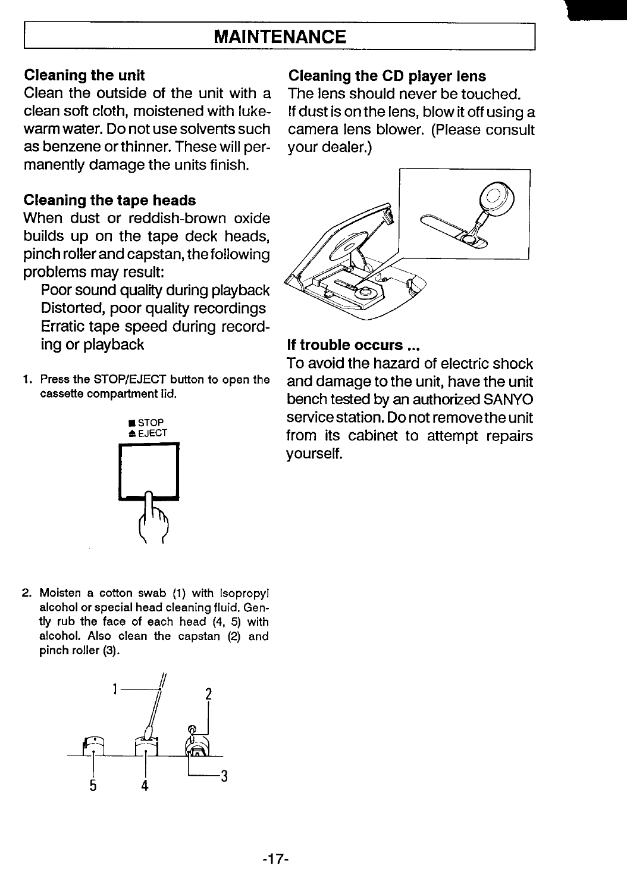# MAINTENANCE

### Cleaning the unit

Clean the outside of the unit with a clean soft cloth, moistened with lukewarm water. Do not use solvents such as benzene or thinner. These will permanently damage the units finish.

### Cleaning the tape heads

When dust or reddish-brown oxide builds up on the tape deck heads, pinch roller and capstan, the following problems may result:

Poor sound quality during playback
Distorted, poor quality recordings
Erratic tape speed during recording or playback

1. Press the STOP/EJECT button to open the cassette compartment lid.

■ STOP
≜ EJECT

2. Moisten a cotton swab (1) with Isopropyl alcohol or special head cleaning fluid. Gently rub the face of each head (4, 5) with alcohol. Also clean the capstan (2) and pinch roller (3).

### Cleaning the CD player lens

The lens should never be touched.
If dust is on the lens, blow it off using a camera lens blower. (Please consult your dealer.)

### If trouble occurs ...

To avoid the hazard of electric shock and damage to the unit, have the unit bench tested by an authorized SANYO service station. Do not remove the unit from its cabinet to attempt repairs yourself.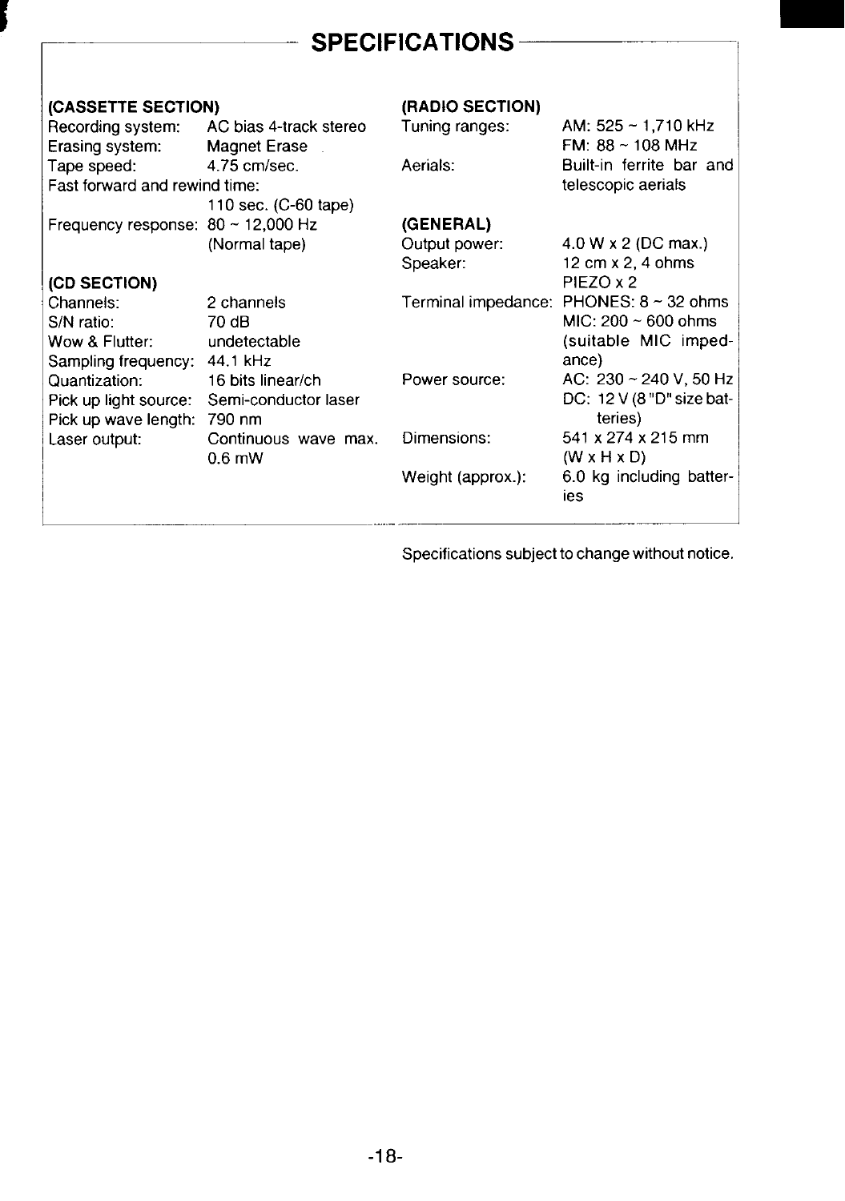# SPECIFICATIONS

## (CASSETTE SECTION)

| | |
|---|---|
| Recording system: | AC bias 4-track stereo |
| Erasing system: | Magnet Erase |
| Tape speed: | 4.75 cm/sec. |
| Fast forward and rewind time: | 110 sec. (C-60 tape) |
| Frequency response: | 80 ~ 12,000 Hz (Normal tape) |

## (CD SECTION)

| | |
|---|---|
| Channels: | 2 channels |
| S/N ratio: | 70 dB |
| Wow & Flutter: | undetectable |
| Sampling frequency: | 44.1 kHz |
| Quantization: | 16 bits linear/ch |
| Pick up light source: | Semi-conductor laser |
| Pick up wave length: | 790 nm |
| Laser output: | Continuous wave max. 0.6 mW |

## (RADIO SECTION)

| | |
|---|---|
| Tuning ranges: | AM: 525 ~ 1,710 kHz<br>FM: 88 ~ 108 MHz |
| Aerials: | Built-in ferrite bar and telescopic aerials |

## (GENERAL)

| | |
|---|---|
| Output power: | 4.0 W x 2 (DC max.) |
| Speaker: | 12 cm x 2, 4 ohms<br>PIEZO x 2 |
| Terminal impedance: | PHONES: 8 ~ 32 ohms<br>MIC: 200 ~ 600 ohms (suitable MIC impedance) |
| Power source: | AC: 230 ~ 240 V, 50 Hz<br>DC: 12 V (8 "D" size batteries) |
| Dimensions: | 541 x 274 x 215 mm (W x H x D) |
| Weight (approx.): | 6.0 kg including batteries |

Specifications subject to change without notice.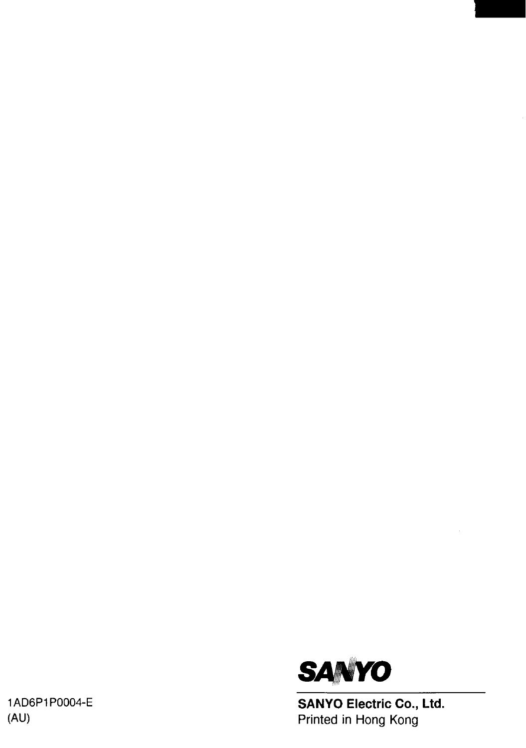SANYO

1AD6P1P0004-E
(AU)

**SANYO Electric Co., Ltd.**
Printed in Hong Kong